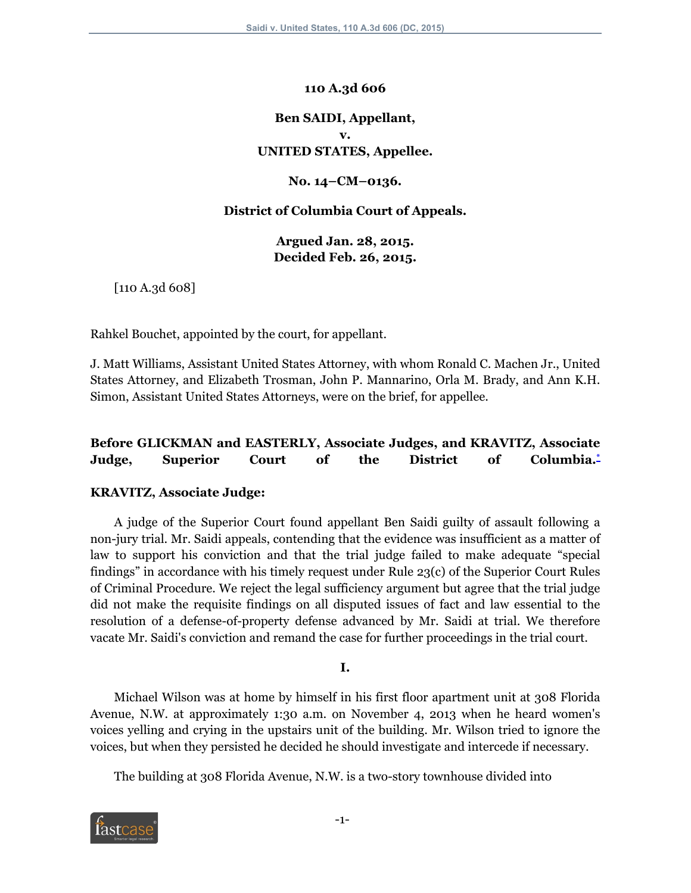**110 A.3d 606**

**Ben SAIDI, Appellant,**
**v.**
**UNITED STATES, Appellee.**

**No. 14–CM–0136.**

**District of Columbia Court of Appeals.**

**Argued Jan. 28, 2015.**
**Decided Feb. 26, 2015.**

[110 A.3d 608]

Rahkel Bouchet, appointed by the court, for appellant.

J. Matt Williams, Assistant United States Attorney, with whom Ronald C. Machen Jr., United States Attorney, and Elizabeth Trosman, John P. Mannarino, Orla M. Brady, and Ann K.H. Simon, Assistant United States Attorneys, were on the brief, for appellee.

**Before GLICKMAN and EASTERLY, Associate Judges, and KRAVITZ, Associate Judge, Superior Court of the District of Columbia.***

**KRAVITZ, Associate Judge:**

A judge of the Superior Court found appellant Ben Saidi guilty of assault following a non-jury trial. Mr. Saidi appeals, contending that the evidence was insufficient as a matter of law to support his conviction and that the trial judge failed to make adequate "special findings" in accordance with his timely request under Rule 23(c) of the Superior Court Rules of Criminal Procedure. We reject the legal sufficiency argument but agree that the trial judge did not make the requisite findings on all disputed issues of fact and law essential to the resolution of a defense-of-property defense advanced by Mr. Saidi at trial. We therefore vacate Mr. Saidi's conviction and remand the case for further proceedings in the trial court.

**I.**

Michael Wilson was at home by himself in his first floor apartment unit at 308 Florida Avenue, N.W. at approximately 1:30 a.m. on November 4, 2013 when he heard women's voices yelling and crying in the upstairs unit of the building. Mr. Wilson tried to ignore the voices, but when they persisted he decided he should investigate and intercede if necessary.

The building at 308 Florida Avenue, N.W. is a two-story townhouse divided into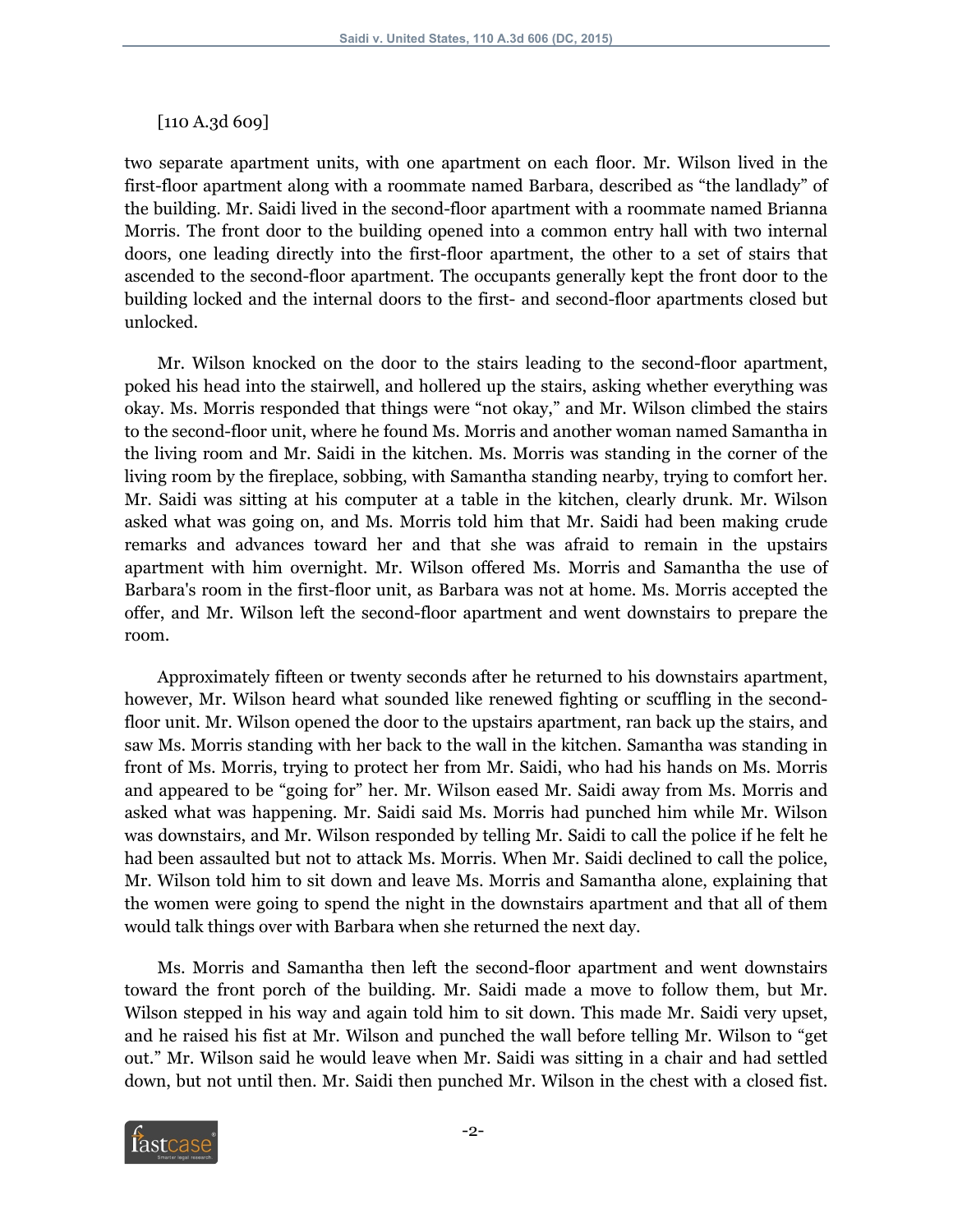[110 A.3d 609]

two separate apartment units, with one apartment on each floor. Mr. Wilson lived in the first-floor apartment along with a roommate named Barbara, described as "the landlady" of the building. Mr. Saidi lived in the second-floor apartment with a roommate named Brianna Morris. The front door to the building opened into a common entry hall with two internal doors, one leading directly into the first-floor apartment, the other to a set of stairs that ascended to the second-floor apartment. The occupants generally kept the front door to the building locked and the internal doors to the first- and second-floor apartments closed but unlocked.

Mr. Wilson knocked on the door to the stairs leading to the second-floor apartment, poked his head into the stairwell, and hollered up the stairs, asking whether everything was okay. Ms. Morris responded that things were "not okay," and Mr. Wilson climbed the stairs to the second-floor unit, where he found Ms. Morris and another woman named Samantha in the living room and Mr. Saidi in the kitchen. Ms. Morris was standing in the corner of the living room by the fireplace, sobbing, with Samantha standing nearby, trying to comfort her. Mr. Saidi was sitting at his computer at a table in the kitchen, clearly drunk. Mr. Wilson asked what was going on, and Ms. Morris told him that Mr. Saidi had been making crude remarks and advances toward her and that she was afraid to remain in the upstairs apartment with him overnight. Mr. Wilson offered Ms. Morris and Samantha the use of Barbara's room in the first-floor unit, as Barbara was not at home. Ms. Morris accepted the offer, and Mr. Wilson left the second-floor apartment and went downstairs to prepare the room.

Approximately fifteen or twenty seconds after he returned to his downstairs apartment, however, Mr. Wilson heard what sounded like renewed fighting or scuffling in the second-floor unit. Mr. Wilson opened the door to the upstairs apartment, ran back up the stairs, and saw Ms. Morris standing with her back to the wall in the kitchen. Samantha was standing in front of Ms. Morris, trying to protect her from Mr. Saidi, who had his hands on Ms. Morris and appeared to be "going for" her. Mr. Wilson eased Mr. Saidi away from Ms. Morris and asked what was happening. Mr. Saidi said Ms. Morris had punched him while Mr. Wilson was downstairs, and Mr. Wilson responded by telling Mr. Saidi to call the police if he felt he had been assaulted but not to attack Ms. Morris. When Mr. Saidi declined to call the police, Mr. Wilson told him to sit down and leave Ms. Morris and Samantha alone, explaining that the women were going to spend the night in the downstairs apartment and that all of them would talk things over with Barbara when she returned the next day.

Ms. Morris and Samantha then left the second-floor apartment and went downstairs toward the front porch of the building. Mr. Saidi made a move to follow them, but Mr. Wilson stepped in his way and again told him to sit down. This made Mr. Saidi very upset, and he raised his fist at Mr. Wilson and punched the wall before telling Mr. Wilson to "get out." Mr. Wilson said he would leave when Mr. Saidi was sitting in a chair and had settled down, but not until then. Mr. Saidi then punched Mr. Wilson in the chest with a closed fist.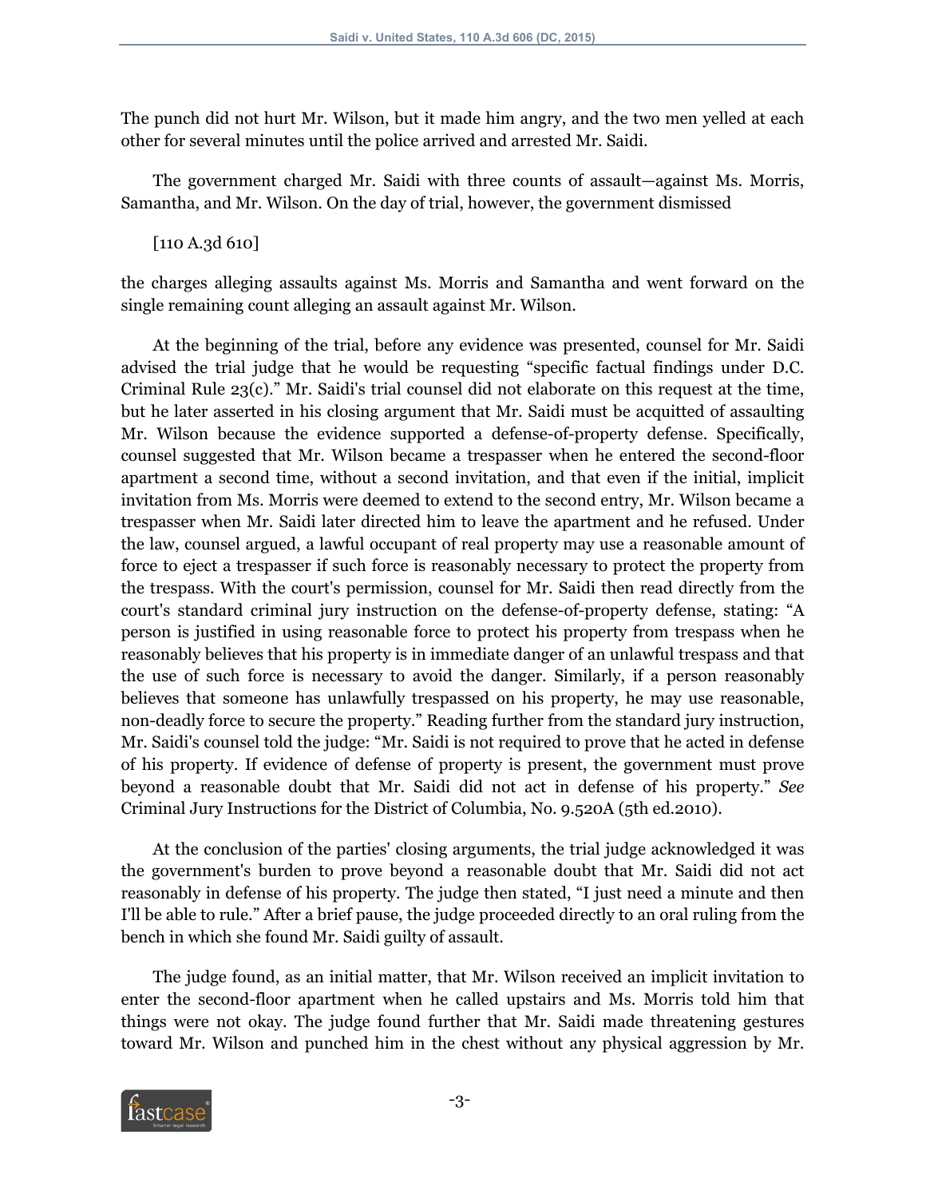The punch did not hurt Mr. Wilson, but it made him angry, and the two men yelled at each other for several minutes until the police arrived and arrested Mr. Saidi.

The government charged Mr. Saidi with three counts of assault—against Ms. Morris, Samantha, and Mr. Wilson. On the day of trial, however, the government dismissed

[110 A.3d 610]

the charges alleging assaults against Ms. Morris and Samantha and went forward on the single remaining count alleging an assault against Mr. Wilson.

At the beginning of the trial, before any evidence was presented, counsel for Mr. Saidi advised the trial judge that he would be requesting "specific factual findings under D.C. Criminal Rule 23(c)." Mr. Saidi's trial counsel did not elaborate on this request at the time, but he later asserted in his closing argument that Mr. Saidi must be acquitted of assaulting Mr. Wilson because the evidence supported a defense-of-property defense. Specifically, counsel suggested that Mr. Wilson became a trespasser when he entered the second-floor apartment a second time, without a second invitation, and that even if the initial, implicit invitation from Ms. Morris were deemed to extend to the second entry, Mr. Wilson became a trespasser when Mr. Saidi later directed him to leave the apartment and he refused. Under the law, counsel argued, a lawful occupant of real property may use a reasonable amount of force to eject a trespasser if such force is reasonably necessary to protect the property from the trespass. With the court's permission, counsel for Mr. Saidi then read directly from the court's standard criminal jury instruction on the defense-of-property defense, stating: "A person is justified in using reasonable force to protect his property from trespass when he reasonably believes that his property is in immediate danger of an unlawful trespass and that the use of such force is necessary to avoid the danger. Similarly, if a person reasonably believes that someone has unlawfully trespassed on his property, he may use reasonable, non-deadly force to secure the property." Reading further from the standard jury instruction, Mr. Saidi's counsel told the judge: "Mr. Saidi is not required to prove that he acted in defense of his property. If evidence of defense of property is present, the government must prove beyond a reasonable doubt that Mr. Saidi did not act in defense of his property." *See* Criminal Jury Instructions for the District of Columbia, No. 9.520A (5th ed.2010).

At the conclusion of the parties' closing arguments, the trial judge acknowledged it was the government's burden to prove beyond a reasonable doubt that Mr. Saidi did not act reasonably in defense of his property. The judge then stated, "I just need a minute and then I'll be able to rule." After a brief pause, the judge proceeded directly to an oral ruling from the bench in which she found Mr. Saidi guilty of assault.

The judge found, as an initial matter, that Mr. Wilson received an implicit invitation to enter the second-floor apartment when he called upstairs and Ms. Morris told him that things were not okay. The judge found further that Mr. Saidi made threatening gestures toward Mr. Wilson and punched him in the chest without any physical aggression by Mr.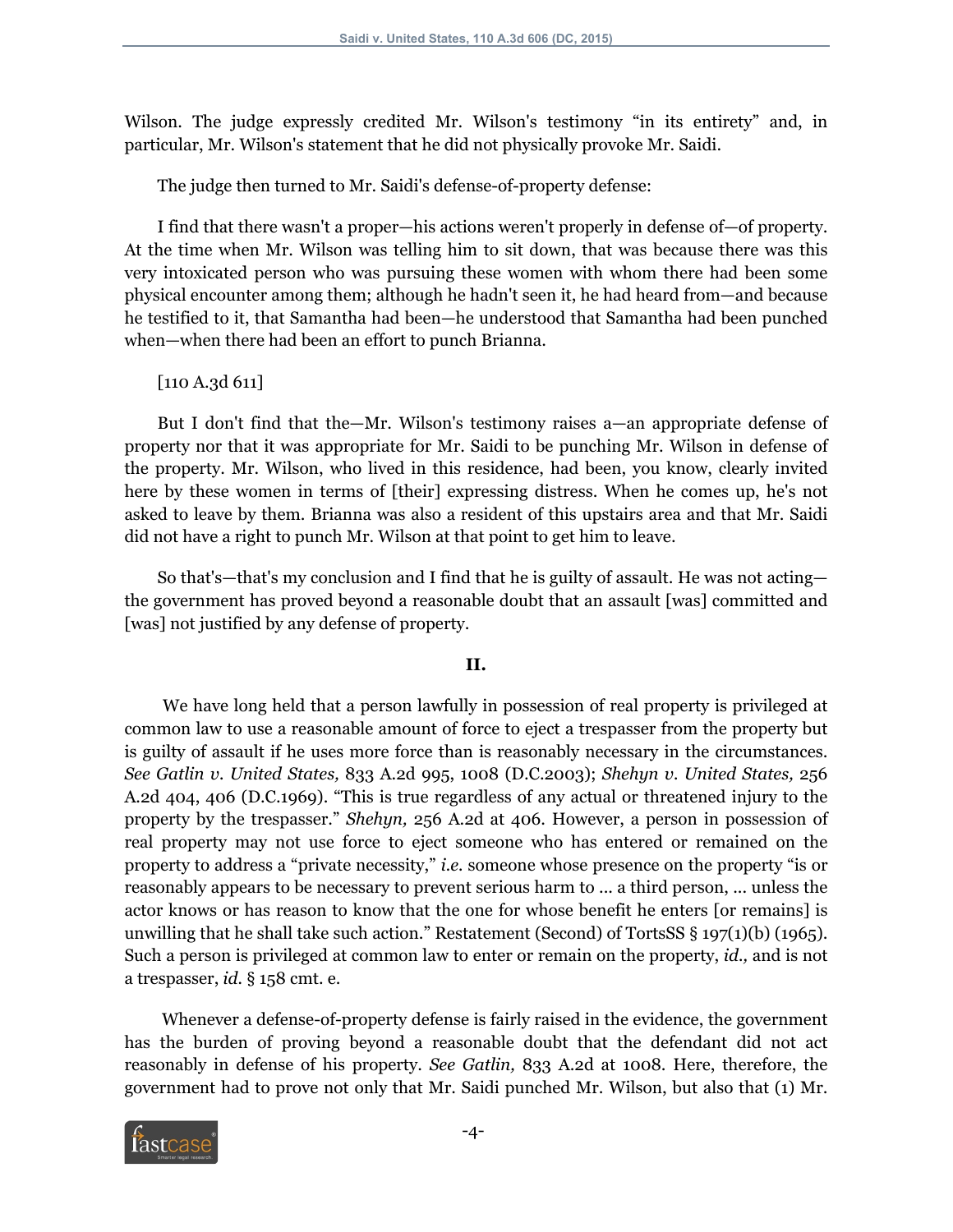Wilson. The judge expressly credited Mr. Wilson's testimony "in its entirety" and, in particular, Mr. Wilson's statement that he did not physically provoke Mr. Saidi.

The judge then turned to Mr. Saidi's defense-of-property defense:

I find that there wasn't a proper—his actions weren't properly in defense of—of property. At the time when Mr. Wilson was telling him to sit down, that was because there was this very intoxicated person who was pursuing these women with whom there had been some physical encounter among them; although he hadn't seen it, he had heard from—and because he testified to it, that Samantha had been—he understood that Samantha had been punched when—when there had been an effort to punch Brianna.

[110 A.3d 611]

But I don't find that the—Mr. Wilson's testimony raises a—an appropriate defense of property nor that it was appropriate for Mr. Saidi to be punching Mr. Wilson in defense of the property. Mr. Wilson, who lived in this residence, had been, you know, clearly invited here by these women in terms of [their] expressing distress. When he comes up, he's not asked to leave by them. Brianna was also a resident of this upstairs area and that Mr. Saidi did not have a right to punch Mr. Wilson at that point to get him to leave.

So that's—that's my conclusion and I find that he is guilty of assault. He was not acting—the government has proved beyond a reasonable doubt that an assault [was] committed and [was] not justified by any defense of property.

## II.

We have long held that a person lawfully in possession of real property is privileged at common law to use a reasonable amount of force to eject a trespasser from the property but is guilty of assault if he uses more force than is reasonably necessary in the circumstances. *See Gatlin v. United States,* 833 A.2d 995, 1008 (D.C.2003); *Shehyn v. United States,* 256 A.2d 404, 406 (D.C.1969). "This is true regardless of any actual or threatened injury to the property by the trespasser." *Shehyn,* 256 A.2d at 406. However, a person in possession of real property may not use force to eject someone who has entered or remained on the property to address a "private necessity," *i.e.* someone whose presence on the property "is or reasonably appears to be necessary to prevent serious harm to ... a third person, ... unless the actor knows or has reason to know that the one for whose benefit he enters [or remains] is unwilling that he shall take such action." Restatement (Second) of TortsSS § 197(1)(b) (1965). Such a person is privileged at common law to enter or remain on the property, *id.,* and is not a trespasser, *id.* § 158 cmt. e.

Whenever a defense-of-property defense is fairly raised in the evidence, the government has the burden of proving beyond a reasonable doubt that the defendant did not act reasonably in defense of his property. *See Gatlin,* 833 A.2d at 1008. Here, therefore, the government had to prove not only that Mr. Saidi punched Mr. Wilson, but also that (1) Mr.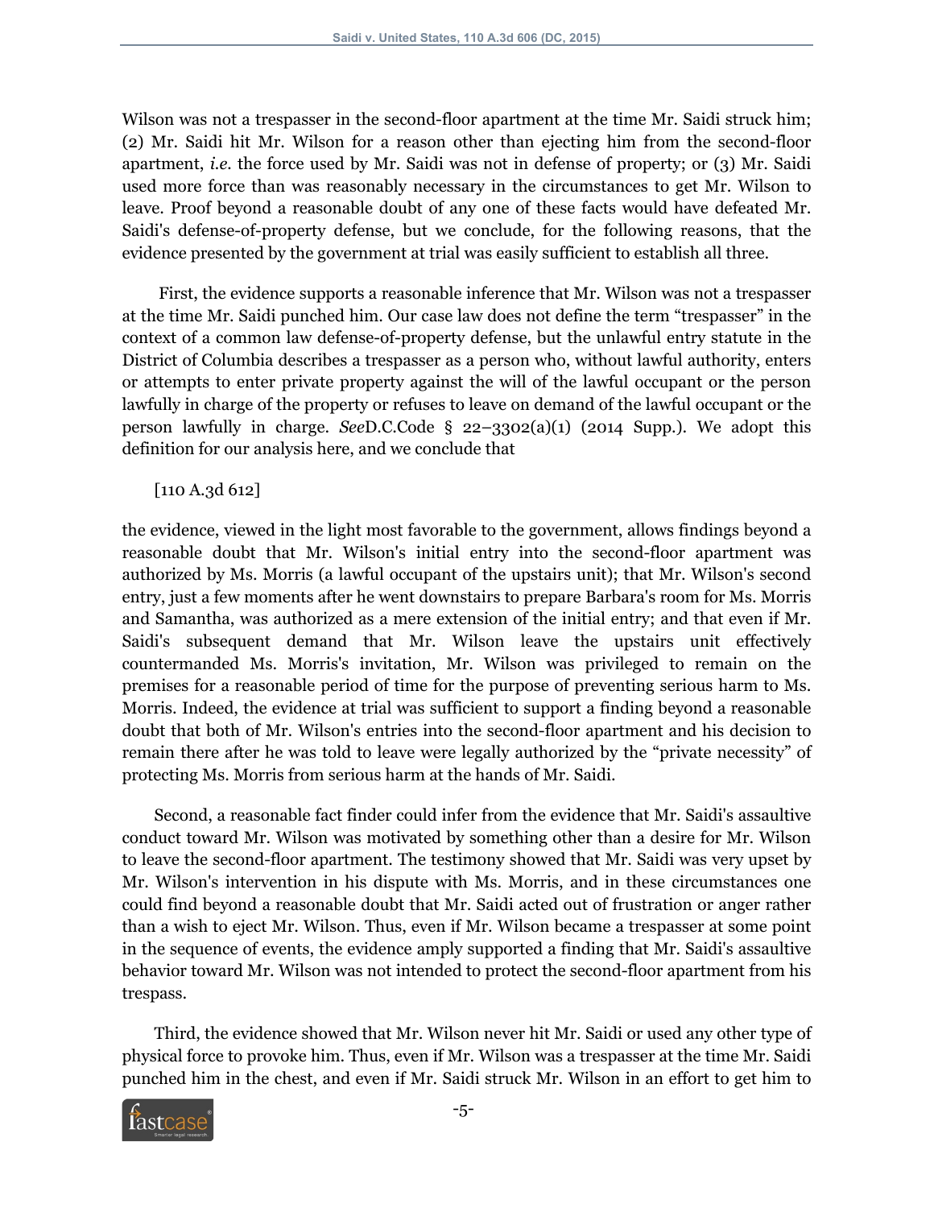Wilson was not a trespasser in the second-floor apartment at the time Mr. Saidi struck him; (2) Mr. Saidi hit Mr. Wilson for a reason other than ejecting him from the second-floor apartment, *i.e.* the force used by Mr. Saidi was not in defense of property; or (3) Mr. Saidi used more force than was reasonably necessary in the circumstances to get Mr. Wilson to leave. Proof beyond a reasonable doubt of any one of these facts would have defeated Mr. Saidi's defense-of-property defense, but we conclude, for the following reasons, that the evidence presented by the government at trial was easily sufficient to establish all three.

First, the evidence supports a reasonable inference that Mr. Wilson was not a trespasser at the time Mr. Saidi punched him. Our case law does not define the term "trespasser" in the context of a common law defense-of-property defense, but the unlawful entry statute in the District of Columbia describes a trespasser as a person who, without lawful authority, enters or attempts to enter private property against the will of the lawful occupant or the person lawfully in charge of the property or refuses to leave on demand of the lawful occupant or the person lawfully in charge. *See*D.C.Code § 22–3302(a)(1) (2014 Supp.). We adopt this definition for our analysis here, and we conclude that

[110 A.3d 612]

the evidence, viewed in the light most favorable to the government, allows findings beyond a reasonable doubt that Mr. Wilson's initial entry into the second-floor apartment was authorized by Ms. Morris (a lawful occupant of the upstairs unit); that Mr. Wilson's second entry, just a few moments after he went downstairs to prepare Barbara's room for Ms. Morris and Samantha, was authorized as a mere extension of the initial entry; and that even if Mr. Saidi's subsequent demand that Mr. Wilson leave the upstairs unit effectively countermanded Ms. Morris's invitation, Mr. Wilson was privileged to remain on the premises for a reasonable period of time for the purpose of preventing serious harm to Ms. Morris. Indeed, the evidence at trial was sufficient to support a finding beyond a reasonable doubt that both of Mr. Wilson's entries into the second-floor apartment and his decision to remain there after he was told to leave were legally authorized by the "private necessity" of protecting Ms. Morris from serious harm at the hands of Mr. Saidi.

Second, a reasonable fact finder could infer from the evidence that Mr. Saidi's assaultive conduct toward Mr. Wilson was motivated by something other than a desire for Mr. Wilson to leave the second-floor apartment. The testimony showed that Mr. Saidi was very upset by Mr. Wilson's intervention in his dispute with Ms. Morris, and in these circumstances one could find beyond a reasonable doubt that Mr. Saidi acted out of frustration or anger rather than a wish to eject Mr. Wilson. Thus, even if Mr. Wilson became a trespasser at some point in the sequence of events, the evidence amply supported a finding that Mr. Saidi's assaultive behavior toward Mr. Wilson was not intended to protect the second-floor apartment from his trespass.

Third, the evidence showed that Mr. Wilson never hit Mr. Saidi or used any other type of physical force to provoke him. Thus, even if Mr. Wilson was a trespasser at the time Mr. Saidi punched him in the chest, and even if Mr. Saidi struck Mr. Wilson in an effort to get him to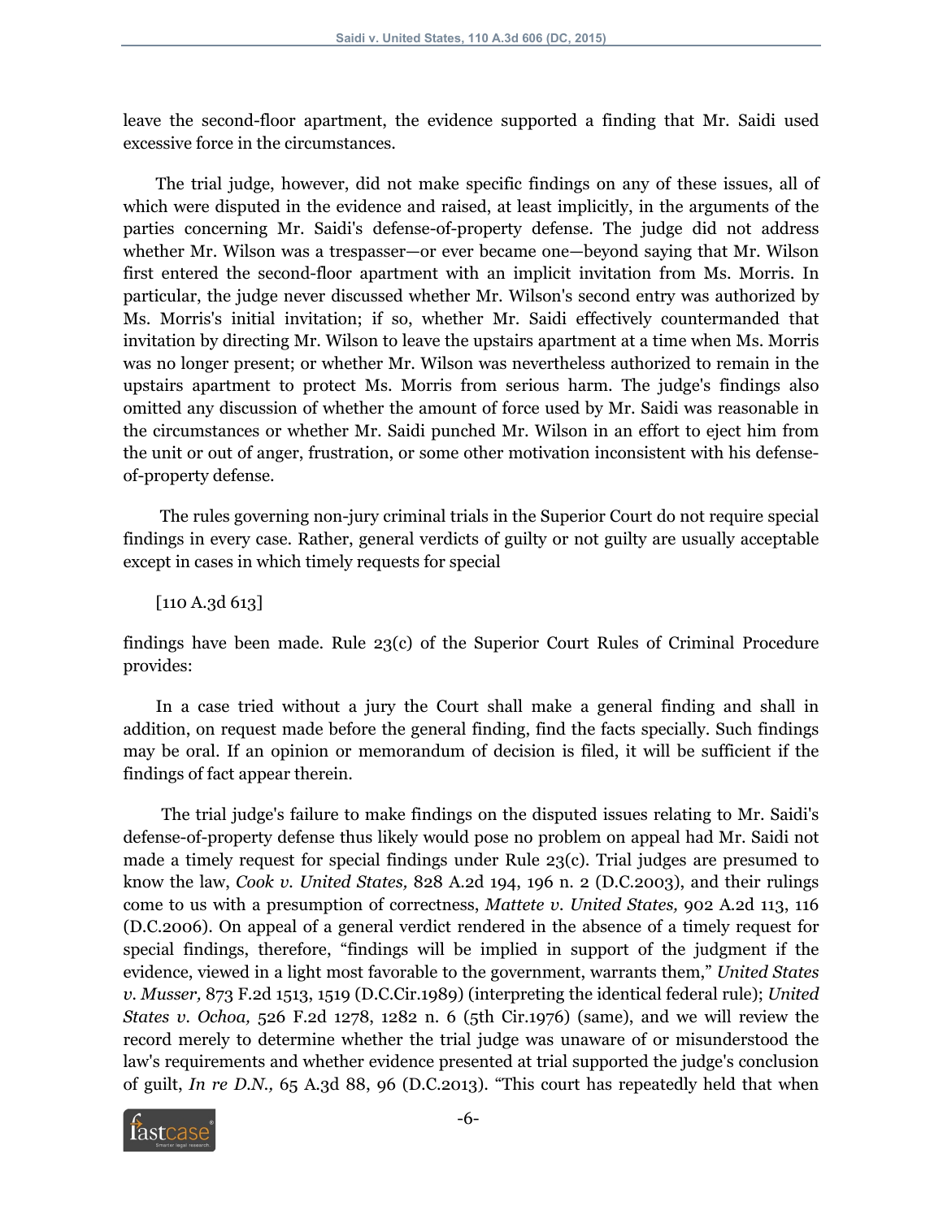leave the second-floor apartment, the evidence supported a finding that Mr. Saidi used excessive force in the circumstances.

The trial judge, however, did not make specific findings on any of these issues, all of which were disputed in the evidence and raised, at least implicitly, in the arguments of the parties concerning Mr. Saidi's defense-of-property defense. The judge did not address whether Mr. Wilson was a trespasser—or ever became one—beyond saying that Mr. Wilson first entered the second-floor apartment with an implicit invitation from Ms. Morris. In particular, the judge never discussed whether Mr. Wilson's second entry was authorized by Ms. Morris's initial invitation; if so, whether Mr. Saidi effectively countermanded that invitation by directing Mr. Wilson to leave the upstairs apartment at a time when Ms. Morris was no longer present; or whether Mr. Wilson was nevertheless authorized to remain in the upstairs apartment to protect Ms. Morris from serious harm. The judge's findings also omitted any discussion of whether the amount of force used by Mr. Saidi was reasonable in the circumstances or whether Mr. Saidi punched Mr. Wilson in an effort to eject him from the unit or out of anger, frustration, or some other motivation inconsistent with his defense-of-property defense.

The rules governing non-jury criminal trials in the Superior Court do not require special findings in every case. Rather, general verdicts of guilty or not guilty are usually acceptable except in cases in which timely requests for special

[110 A.3d 613]

findings have been made. Rule 23(c) of the Superior Court Rules of Criminal Procedure provides:

> In a case tried without a jury the Court shall make a general finding and shall in addition, on request made before the general finding, find the facts specially. Such findings may be oral. If an opinion or memorandum of decision is filed, it will be sufficient if the findings of fact appear therein.

The trial judge's failure to make findings on the disputed issues relating to Mr. Saidi's defense-of-property defense thus likely would pose no problem on appeal had Mr. Saidi not made a timely request for special findings under Rule 23(c). Trial judges are presumed to know the law, *Cook v. United States,* 828 A.2d 194, 196 n. 2 (D.C.2003), and their rulings come to us with a presumption of correctness, *Mattete v. United States,* 902 A.2d 113, 116 (D.C.2006). On appeal of a general verdict rendered in the absence of a timely request for special findings, therefore, "findings will be implied in support of the judgment if the evidence, viewed in a light most favorable to the government, warrants them," *United States v. Musser,* 873 F.2d 1513, 1519 (D.C.Cir.1989) (interpreting the identical federal rule); *United States v. Ochoa,* 526 F.2d 1278, 1282 n. 6 (5th Cir.1976) (same), and we will review the record merely to determine whether the trial judge was unaware of or misunderstood the law's requirements and whether evidence presented at trial supported the judge's conclusion of guilt, *In re D.N.,* 65 A.3d 88, 96 (D.C.2013). "This court has repeatedly held that when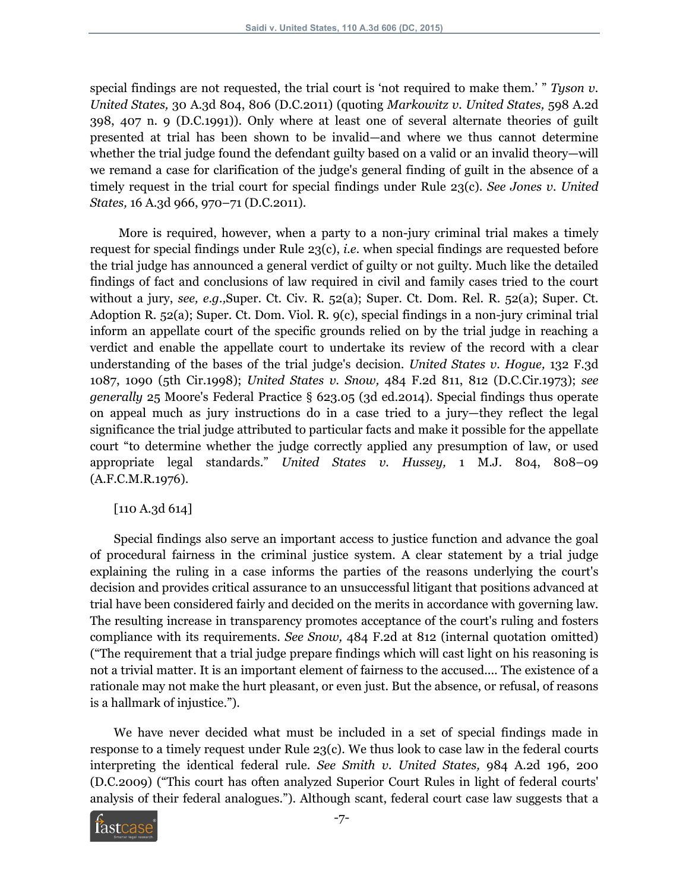special findings are not requested, the trial court is 'not required to make them.' " *Tyson v. United States,* 30 A.3d 804, 806 (D.C.2011) (quoting *Markowitz v. United States,* 598 A.2d 398, 407 n. 9 (D.C.1991)). Only where at least one of several alternate theories of guilt presented at trial has been shown to be invalid—and where we thus cannot determine whether the trial judge found the defendant guilty based on a valid or an invalid theory—will we remand a case for clarification of the judge's general finding of guilt in the absence of a timely request in the trial court for special findings under Rule 23(c). *See Jones v. United States,* 16 A.3d 966, 970–71 (D.C.2011).

More is required, however, when a party to a non-jury criminal trial makes a timely request for special findings under Rule 23(c), *i.e.* when special findings are requested before the trial judge has announced a general verdict of guilty or not guilty. Much like the detailed findings of fact and conclusions of law required in civil and family cases tried to the court without a jury, *see, e.g.,*Super. Ct. Civ. R. 52(a); Super. Ct. Dom. Rel. R. 52(a); Super. Ct. Adoption R. 52(a); Super. Ct. Dom. Viol. R. 9(c), special findings in a non-jury criminal trial inform an appellate court of the specific grounds relied on by the trial judge in reaching a verdict and enable the appellate court to undertake its review of the record with a clear understanding of the bases of the trial judge's decision. *United States v. Hogue,* 132 F.3d 1087, 1090 (5th Cir.1998); *United States v. Snow,* 484 F.2d 811, 812 (D.C.Cir.1973); *see generally* 25 Moore's Federal Practice § 623.05 (3d ed.2014). Special findings thus operate on appeal much as jury instructions do in a case tried to a jury—they reflect the legal significance the trial judge attributed to particular facts and make it possible for the appellate court "to determine whether the judge correctly applied any presumption of law, or used appropriate legal standards." *United States v. Hussey,* 1 M.J. 804, 808–09 (A.F.C.M.R.1976).

[110 A.3d 614]

Special findings also serve an important access to justice function and advance the goal of procedural fairness in the criminal justice system. A clear statement by a trial judge explaining the ruling in a case informs the parties of the reasons underlying the court's decision and provides critical assurance to an unsuccessful litigant that positions advanced at trial have been considered fairly and decided on the merits in accordance with governing law. The resulting increase in transparency promotes acceptance of the court's ruling and fosters compliance with its requirements. *See Snow,* 484 F.2d at 812 (internal quotation omitted) ("The requirement that a trial judge prepare findings which will cast light on his reasoning is not a trivial matter. It is an important element of fairness to the accused.... The existence of a rationale may not make the hurt pleasant, or even just. But the absence, or refusal, of reasons is a hallmark of injustice.").

We have never decided what must be included in a set of special findings made in response to a timely request under Rule 23(c). We thus look to case law in the federal courts interpreting the identical federal rule. *See Smith v. United States,* 984 A.2d 196, 200 (D.C.2009) ("This court has often analyzed Superior Court Rules in light of federal courts' analysis of their federal analogues."). Although scant, federal court case law suggests that a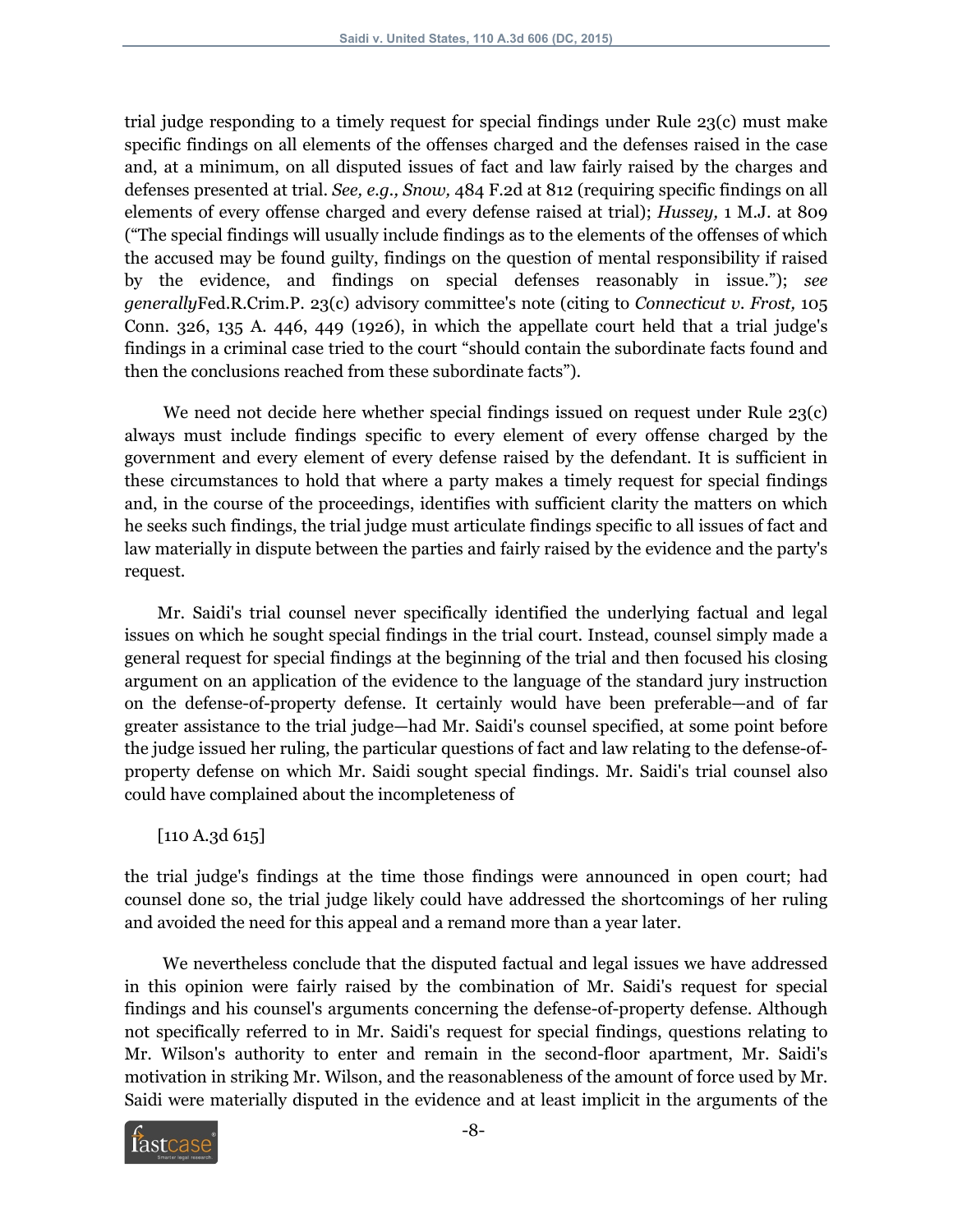trial judge responding to a timely request for special findings under Rule 23(c) must make specific findings on all elements of the offenses charged and the defenses raised in the case and, at a minimum, on all disputed issues of fact and law fairly raised by the charges and defenses presented at trial. *See, e.g., Snow,* 484 F.2d at 812 (requiring specific findings on all elements of every offense charged and every defense raised at trial); *Hussey,* 1 M.J. at 809 ("The special findings will usually include findings as to the elements of the offenses of which the accused may be found guilty, findings on the question of mental responsibility if raised by the evidence, and findings on special defenses reasonably in issue."); *see generally*Fed.R.Crim.P. 23(c) advisory committee's note (citing to *Connecticut v. Frost,* 105 Conn. 326, 135 A. 446, 449 (1926), in which the appellate court held that a trial judge's findings in a criminal case tried to the court "should contain the subordinate facts found and then the conclusions reached from these subordinate facts").

We need not decide here whether special findings issued on request under Rule 23(c) always must include findings specific to every element of every offense charged by the government and every element of every defense raised by the defendant. It is sufficient in these circumstances to hold that where a party makes a timely request for special findings and, in the course of the proceedings, identifies with sufficient clarity the matters on which he seeks such findings, the trial judge must articulate findings specific to all issues of fact and law materially in dispute between the parties and fairly raised by the evidence and the party's request.

Mr. Saidi's trial counsel never specifically identified the underlying factual and legal issues on which he sought special findings in the trial court. Instead, counsel simply made a general request for special findings at the beginning of the trial and then focused his closing argument on an application of the evidence to the language of the standard jury instruction on the defense-of-property defense. It certainly would have been preferable—and of far greater assistance to the trial judge—had Mr. Saidi's counsel specified, at some point before the judge issued her ruling, the particular questions of fact and law relating to the defense-of-property defense on which Mr. Saidi sought special findings. Mr. Saidi's trial counsel also could have complained about the incompleteness of

[110 A.3d 615]

the trial judge's findings at the time those findings were announced in open court; had counsel done so, the trial judge likely could have addressed the shortcomings of her ruling and avoided the need for this appeal and a remand more than a year later.

We nevertheless conclude that the disputed factual and legal issues we have addressed in this opinion were fairly raised by the combination of Mr. Saidi's request for special findings and his counsel's arguments concerning the defense-of-property defense. Although not specifically referred to in Mr. Saidi's request for special findings, questions relating to Mr. Wilson's authority to enter and remain in the second-floor apartment, Mr. Saidi's motivation in striking Mr. Wilson, and the reasonableness of the amount of force used by Mr. Saidi were materially disputed in the evidence and at least implicit in the arguments of the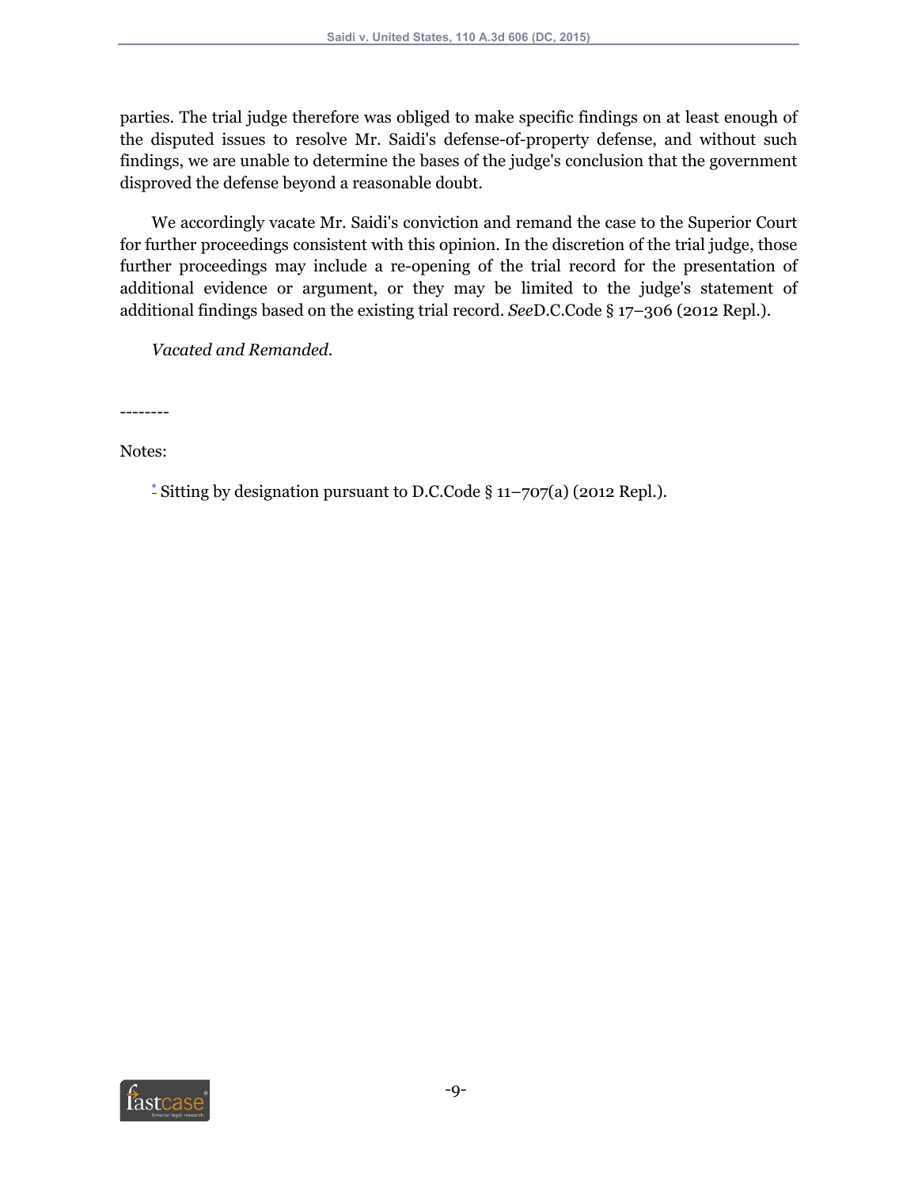parties. The trial judge therefore was obliged to make specific findings on at least enough of the disputed issues to resolve Mr. Saidi's defense-of-property defense, and without such findings, we are unable to determine the bases of the judge's conclusion that the government disproved the defense beyond a reasonable doubt.

We accordingly vacate Mr. Saidi's conviction and remand the case to the Superior Court for further proceedings consistent with this opinion. In the discretion of the trial judge, those further proceedings may include a re-opening of the trial record for the presentation of additional evidence or argument, or they may be limited to the judge's statement of additional findings based on the existing trial record. *See*D.C.Code § 17–306 (2012 Repl.).

*Vacated and Remanded.*

--------

Notes:

[*] Sitting by designation pursuant to D.C.Code § 11–707(a) (2012 Repl.).